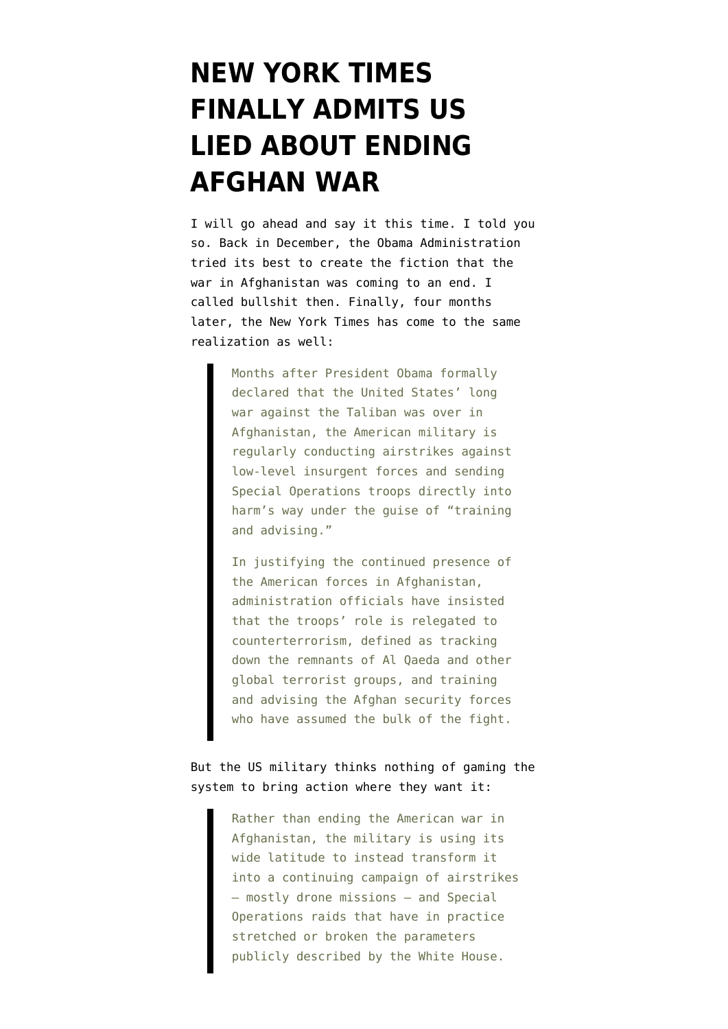# NEW YORK TIMES FINALLY ADMITS US LIED ABOUT ENDING AFGHAN WAR

I will go ahead and say it this time. I told you so. Back in December, the Obama Administration tried its best to create the fiction that the war in Afghanistan was coming to an end. I called bullshit then. Finally, four months later, the New York Times has come to the same realization as well:

> Months after President Obama formally declared that the United States' long war against the Taliban was over in Afghanistan, the American military is regularly conducting airstrikes against low-level insurgent forces and sending Special Operations troops directly into harm's way under the guise of "training and advising."
>
> In justifying the continued presence of the American forces in Afghanistan, administration officials have insisted that the troops' role is relegated to counterterrorism, defined as tracking down the remnants of Al Qaeda and other global terrorist groups, and training and advising the Afghan security forces who have assumed the bulk of the fight.

But the US military thinks nothing of gaming the system to bring action where they want it:

> Rather than ending the American war in Afghanistan, the military is using its wide latitude to instead transform it into a continuing campaign of airstrikes — mostly drone missions — and Special Operations raids that have in practice stretched or broken the parameters publicly described by the White House.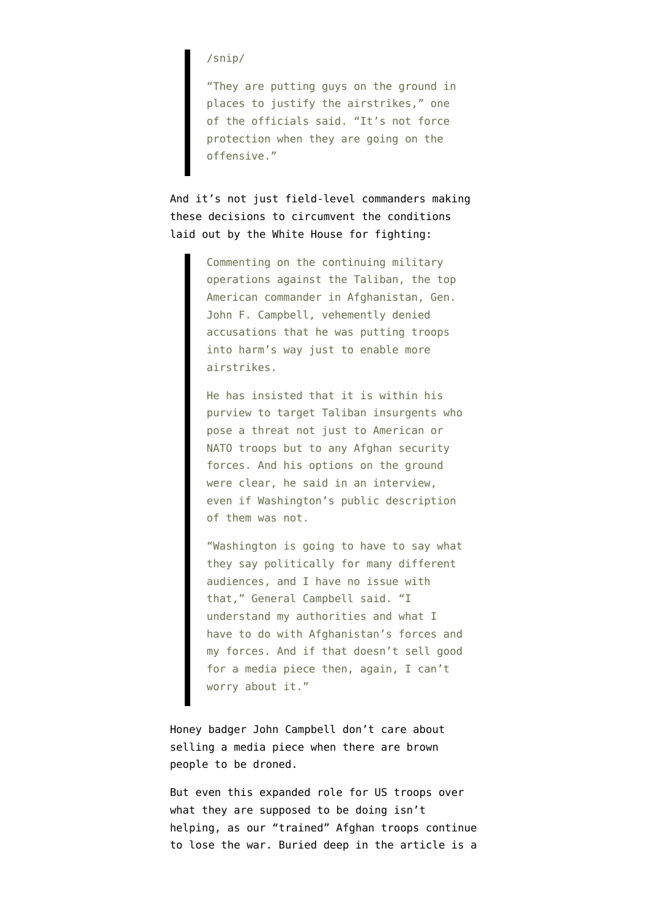> /snip/
>
> "They are putting guys on the ground in places to justify the airstrikes," one of the officials said. "It's not force protection when they are going on the offensive."

And it's not just field-level commanders making these decisions to circumvent the conditions laid out by the White House for fighting:

> Commenting on the continuing military operations against the Taliban, the top American commander in Afghanistan, Gen. John F. Campbell, vehemently denied accusations that he was putting troops into harm's way just to enable more airstrikes.
>
> He has insisted that it is within his purview to target Taliban insurgents who pose a threat not just to American or NATO troops but to any Afghan security forces. And his options on the ground were clear, he said in an interview, even if Washington's public description of them was not.
>
> "Washington is going to have to say what they say politically for many different audiences, and I have no issue with that," General Campbell said. "I understand my authorities and what I have to do with Afghanistan's forces and my forces. And if that doesn't sell good for a media piece then, again, I can't worry about it."

Honey badger John Campbell don't care about selling a media piece when there are brown people to be droned.

But even this expanded role for US troops over what they are supposed to be doing isn't helping, as our "trained" Afghan troops continue to lose the war. Buried deep in the article is a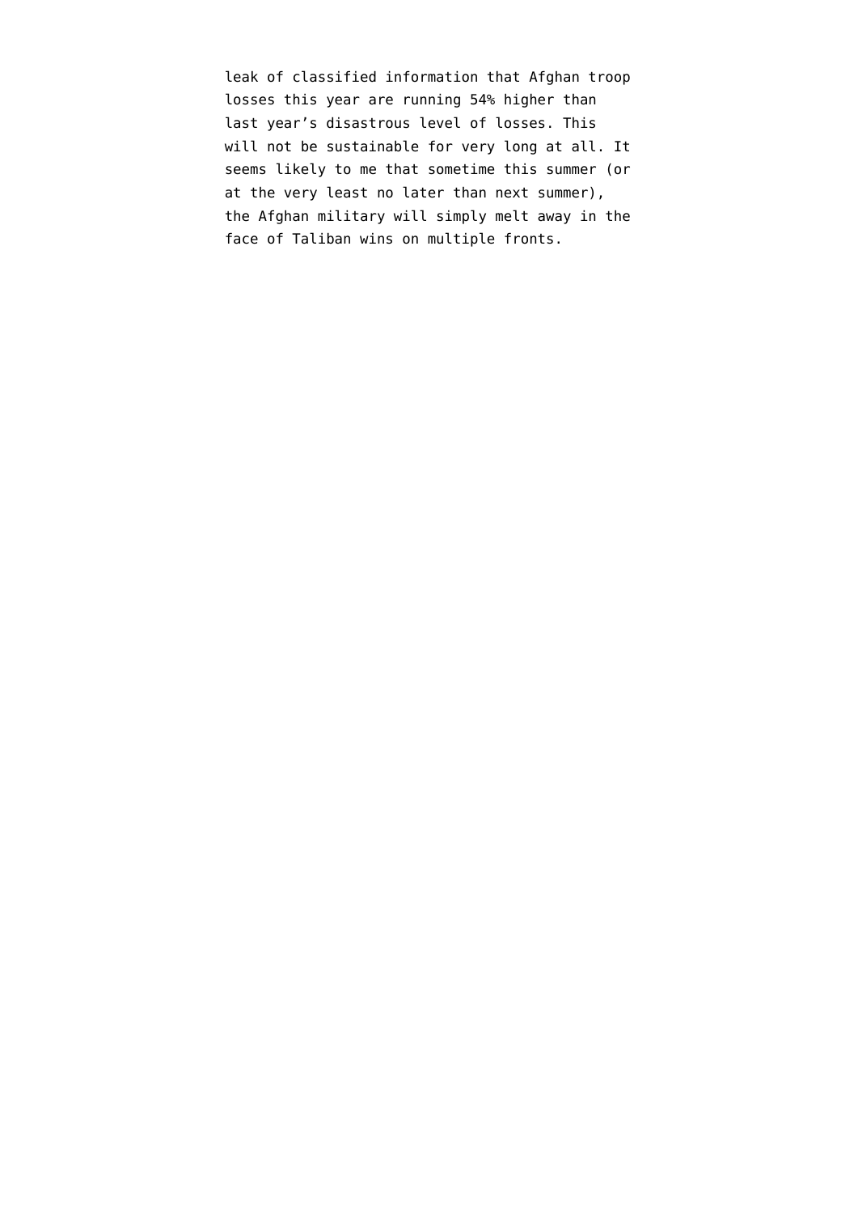leak of classified information that Afghan troop losses this year are running 54% higher than last year's disastrous level of losses. This will not be sustainable for very long at all. It seems likely to me that sometime this summer (or at the very least no later than next summer), the Afghan military will simply melt away in the face of Taliban wins on multiple fronts.